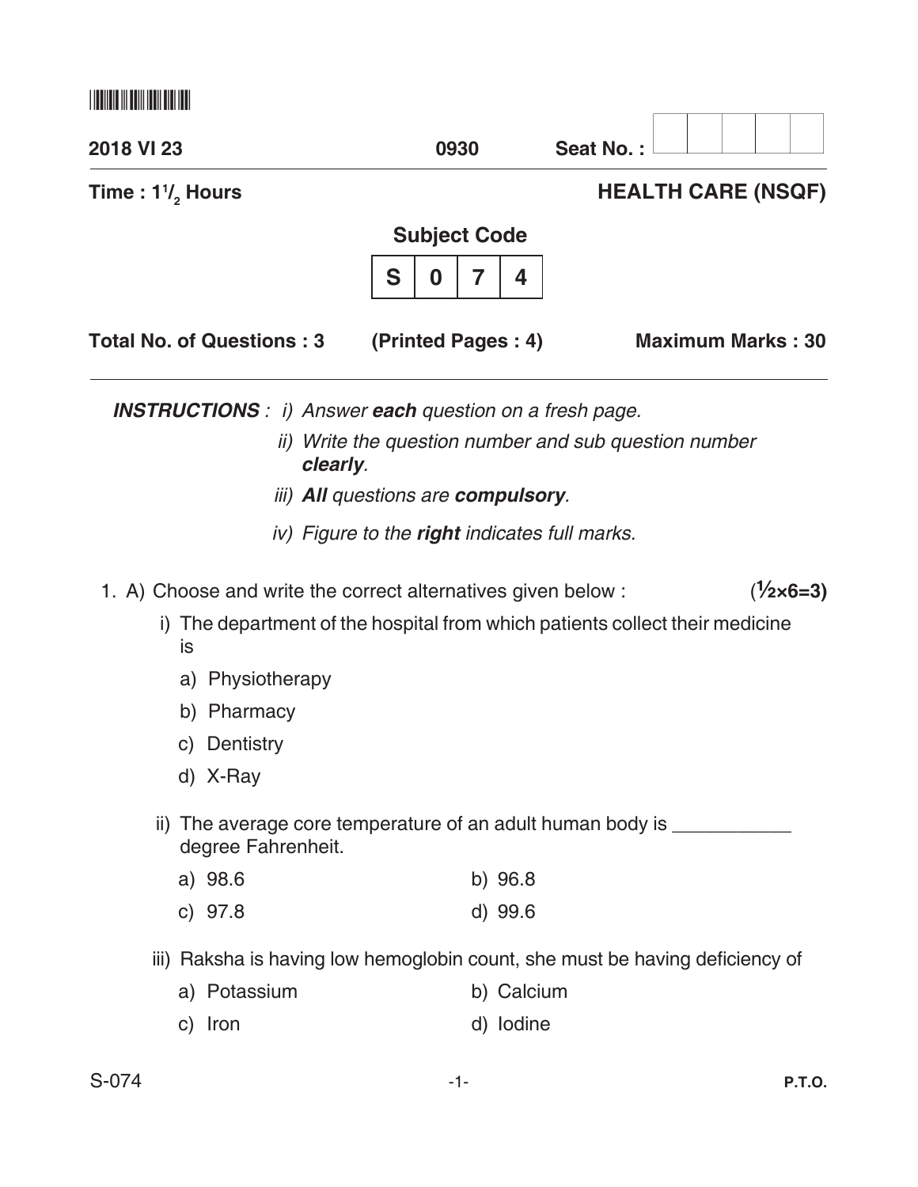**2018 VI 23** **0930** **Seat No. :**

**Time : $1\frac{1}{2}$ Hours**

# HEALTH CARE (NSQF)

**Subject Code**

| S | 0 | 7 | 4 |
|---|---|---|---|

**Total No. of Questions : 3** **(Printed Pages : 4)** **Maximum Marks : 30**

***INSTRUCTIONS*** *: i) Answer **each** question on a fresh page.*

*ii) Write the question number and sub question number **clearly**.*

*iii) **All** questions are **compulsory**.*

*iv) Figure to the **right** indicates full marks.*

1. A) Choose and write the correct alternatives given below : **($\frac{1}{2}$×6=3)**

i) The department of the hospital from which patients collect their medicine is

a) Physiotherapy

b) Pharmacy

c) Dentistry

d) X-Ray

ii) The average core temperature of an adult human body is ___________ degree Fahrenheit.

a) 98.6 b) 96.8

c) 97.8 d) 99.6

iii) Raksha is having low hemoglobin count, she must be having deficiency of

a) Potassium b) Calcium

c) Iron d) Iodine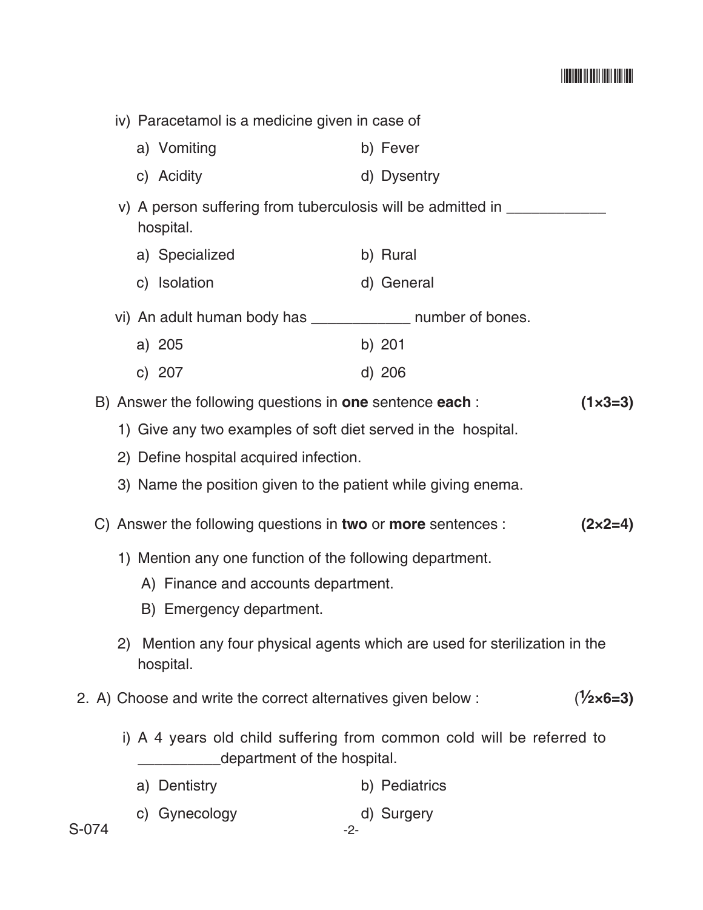iv) Paracetamol is a medicine given in case of

a) Vomiting b) Fever

c) Acidity d) Dysentry

v) A person suffering from tuberculosis will be admitted in ____________ hospital.

a) Specialized b) Rural

c) Isolation d) General

vi) An adult human body has ____________ number of bones.

a) 205 b) 201

c) 207 d) 206

B) Answer the following questions in **one** sentence **each** : **(1×3=3)**

1) Give any two examples of soft diet served in the hospital.

2) Define hospital acquired infection.

3) Name the position given to the patient while giving enema.

C) Answer the following questions in **two** or **more** sentences : **(2×2=4)**

1) Mention any one function of the following department.

A) Finance and accounts department.

B) Emergency department.

2) Mention any four physical agents which are used for sterilization in the hospital.

2. A) Choose and write the correct alternatives given below : **(½×6=3)**

i) A 4 years old child suffering from common cold will be referred to __________department of the hospital.

a) Dentistry b) Pediatrics

c) Gynecology d) Surgery

S-074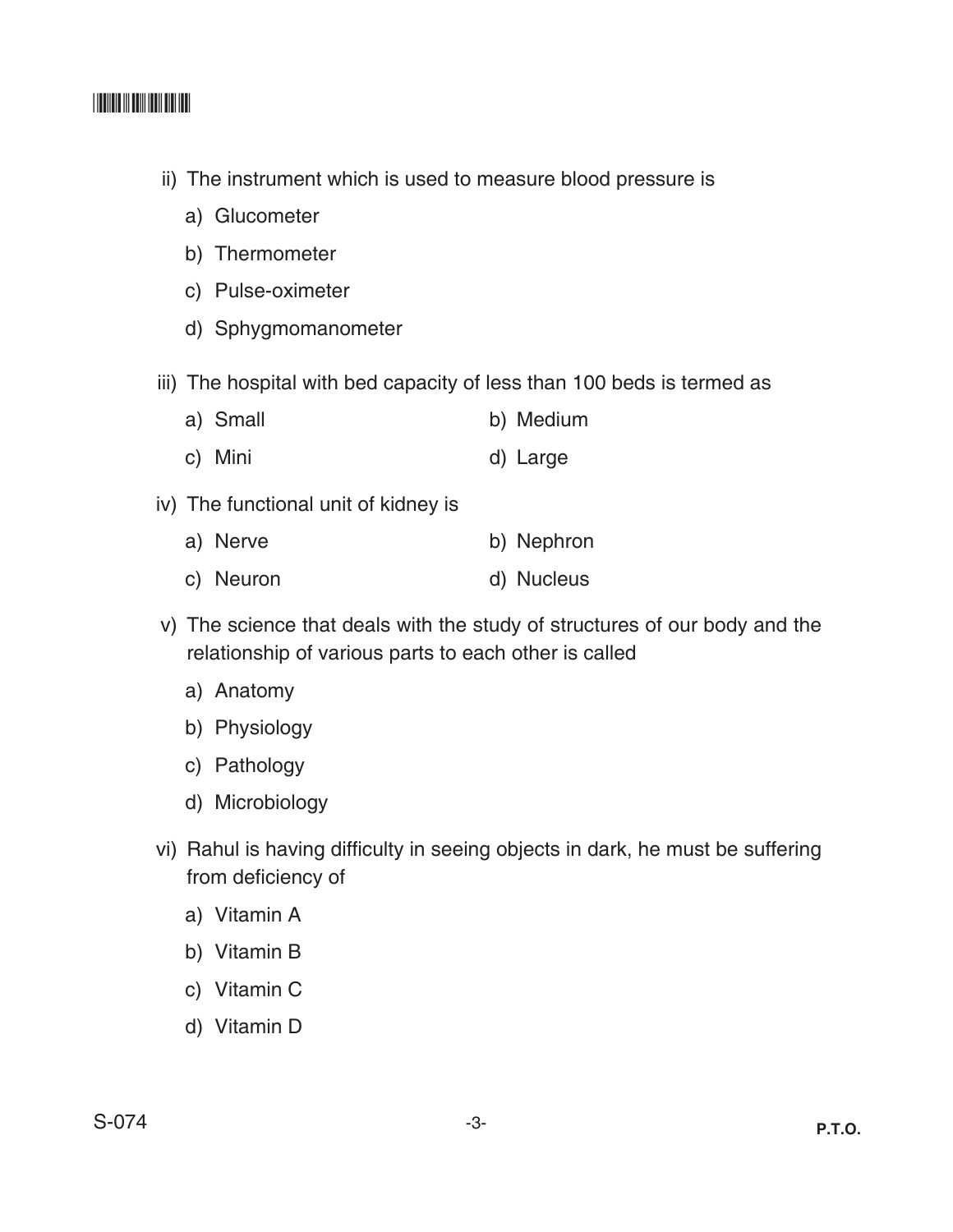ii) The instrument which is used to measure blood pressure is

a) Glucometer

b) Thermometer

c) Pulse-oximeter

d) Sphygmomanometer

iii) The hospital with bed capacity of less than 100 beds is termed as

a) Small

b) Medium

c) Mini

d) Large

iv) The functional unit of kidney is

a) Nerve

b) Nephron

c) Neuron

d) Nucleus

v) The science that deals with the study of structures of our body and the relationship of various parts to each other is called

a) Anatomy

b) Physiology

c) Pathology

d) Microbiology

vi) Rahul is having difficulty in seeing objects in dark, he must be suffering from deficiency of

a) Vitamin A

b) Vitamin B

c) Vitamin C

d) Vitamin D

S-074

P.T.O.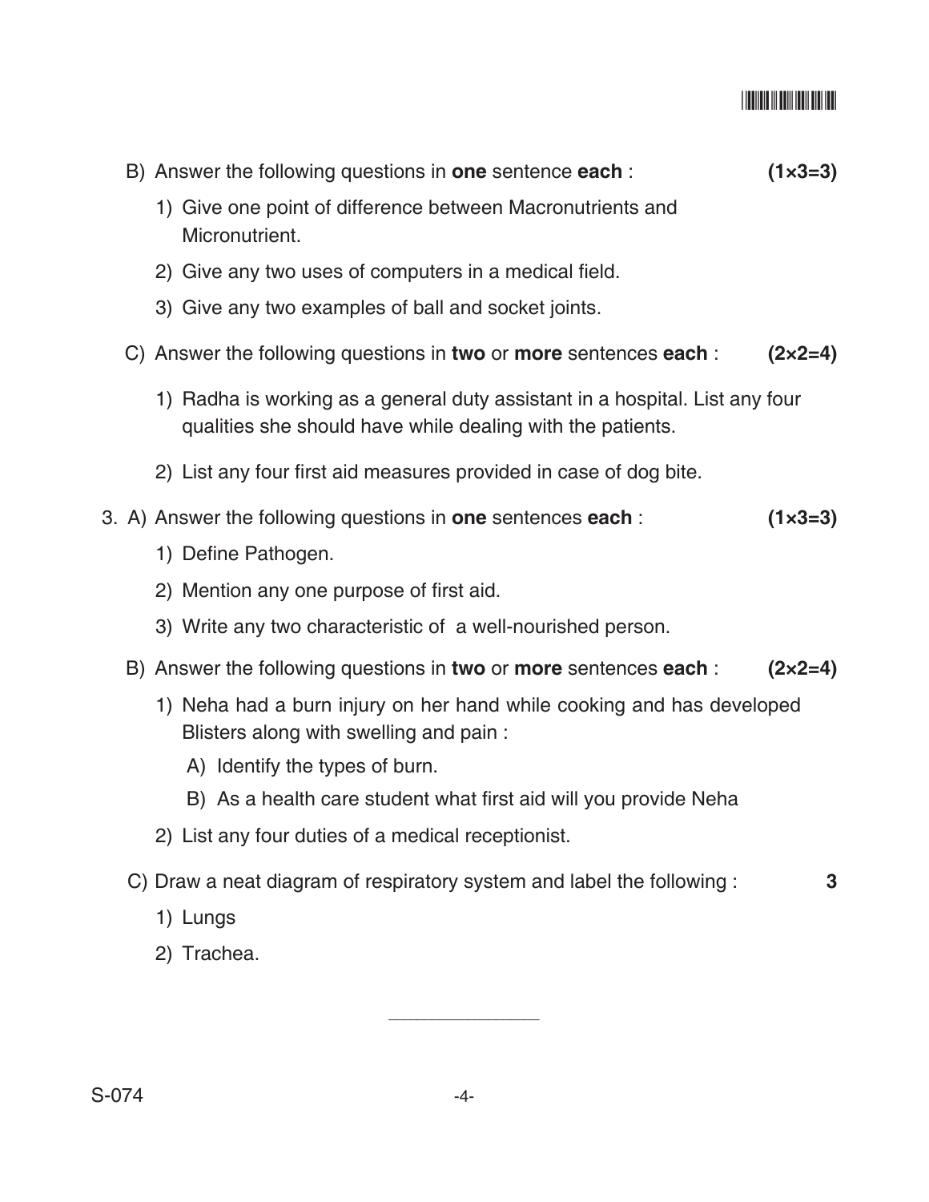B) Answer the following questions in **one** sentence **each** : **(1×3=3)**

1) Give one point of difference between Macronutrients and Micronutrient.

2) Give any two uses of computers in a medical field.

3) Give any two examples of ball and socket joints.

C) Answer the following questions in **two** or **more** sentences **each** : **(2×2=4)**

1) Radha is working as a general duty assistant in a hospital. List any four qualities she should have while dealing with the patients.

2) List any four first aid measures provided in case of dog bite.

3. A) Answer the following questions in **one** sentences **each** : **(1×3=3)**

1) Define Pathogen.

2) Mention any one purpose of first aid.

3) Write any two characteristic of a well-nourished person.

B) Answer the following questions in **two** or **more** sentences **each** : **(2×2=4)**

1) Neha had a burn injury on her hand while cooking and has developed Blisters along with swelling and pain :

   A) Identify the types of burn.

   B) As a health care student what first aid will you provide Neha

2) List any four duties of a medical receptionist.

C) Draw a neat diagram of respiratory system and label the following : **3**

1) Lungs

2) Trachea.